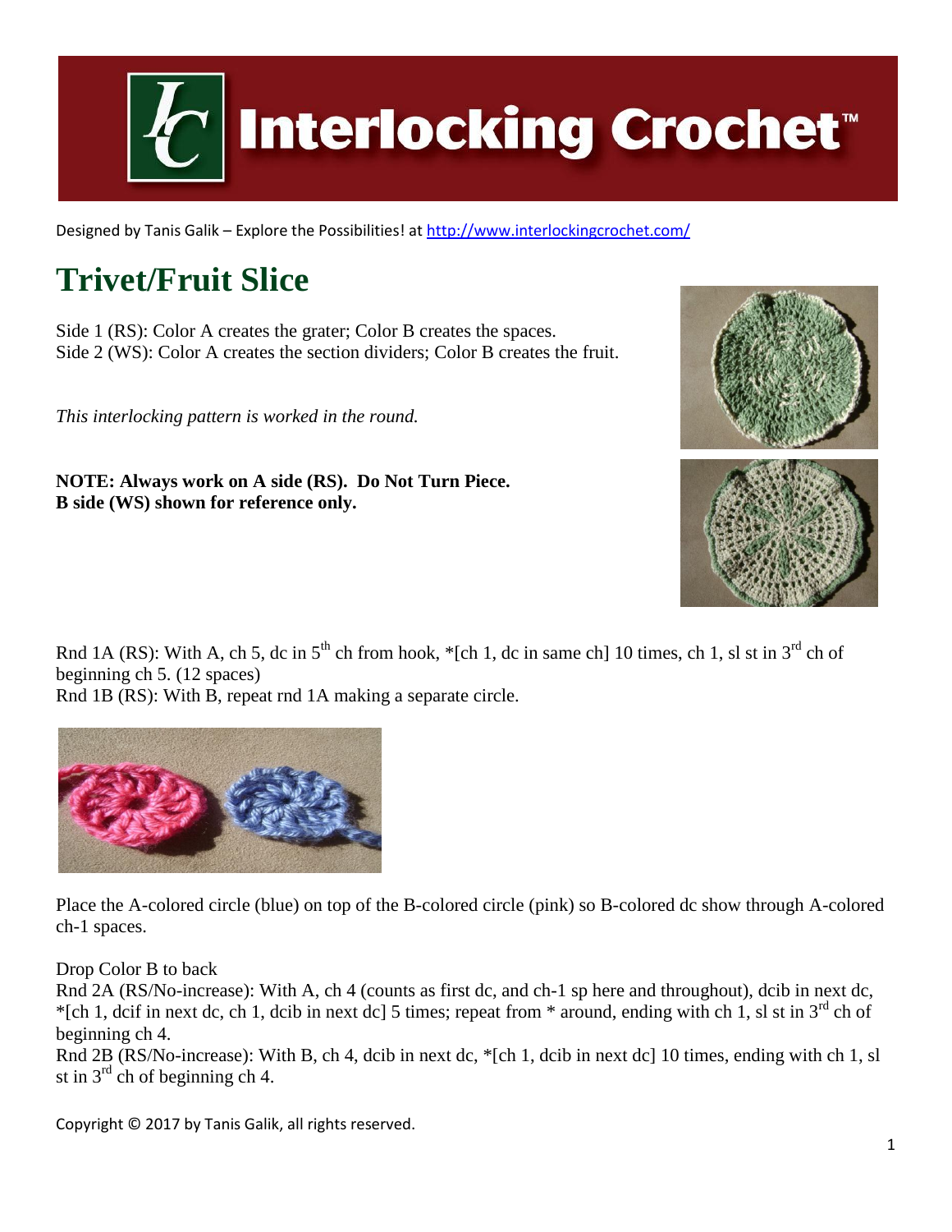# Interlocking Crochet™

Designed by Tanis Galik – Explore the Possibilities! at http://www.interlockingcrochet.com/

## Trivet/Fruit Slice

Side 1 (RS): Color A creates the grater; Color B creates the spaces.
Side 2 (WS): Color A creates the section dividers; Color B creates the fruit.

*This interlocking pattern is worked in the round.*

**NOTE: Always work on A side (RS). Do Not Turn Piece.**
**B side (WS) shown for reference only.**

Rnd 1A (RS): With A, ch 5, dc in 5th ch from hook, *[ch 1, dc in same ch] 10 times, ch 1, sl st in 3rd ch of beginning ch 5. (12 spaces)
Rnd 1B (RS): With B, repeat rnd 1A making a separate circle.

Place the A-colored circle (blue) on top of the B-colored circle (pink) so B-colored dc show through A-colored ch-1 spaces.

Drop Color B to back
Rnd 2A (RS/No-increase): With A, ch 4 (counts as first dc, and ch-1 sp here and throughout), dcib in next dc, *[ch 1, dcif in next dc, ch 1, dcib in next dc] 5 times; repeat from * around, ending with ch 1, sl st in 3rd ch of beginning ch 4.
Rnd 2B (RS/No-increase): With B, ch 4, dcib in next dc, *[ch 1, dcib in next dc] 10 times, ending with ch 1, sl st in 3rd ch of beginning ch 4.

Copyright © 2017 by Tanis Galik, all rights reserved.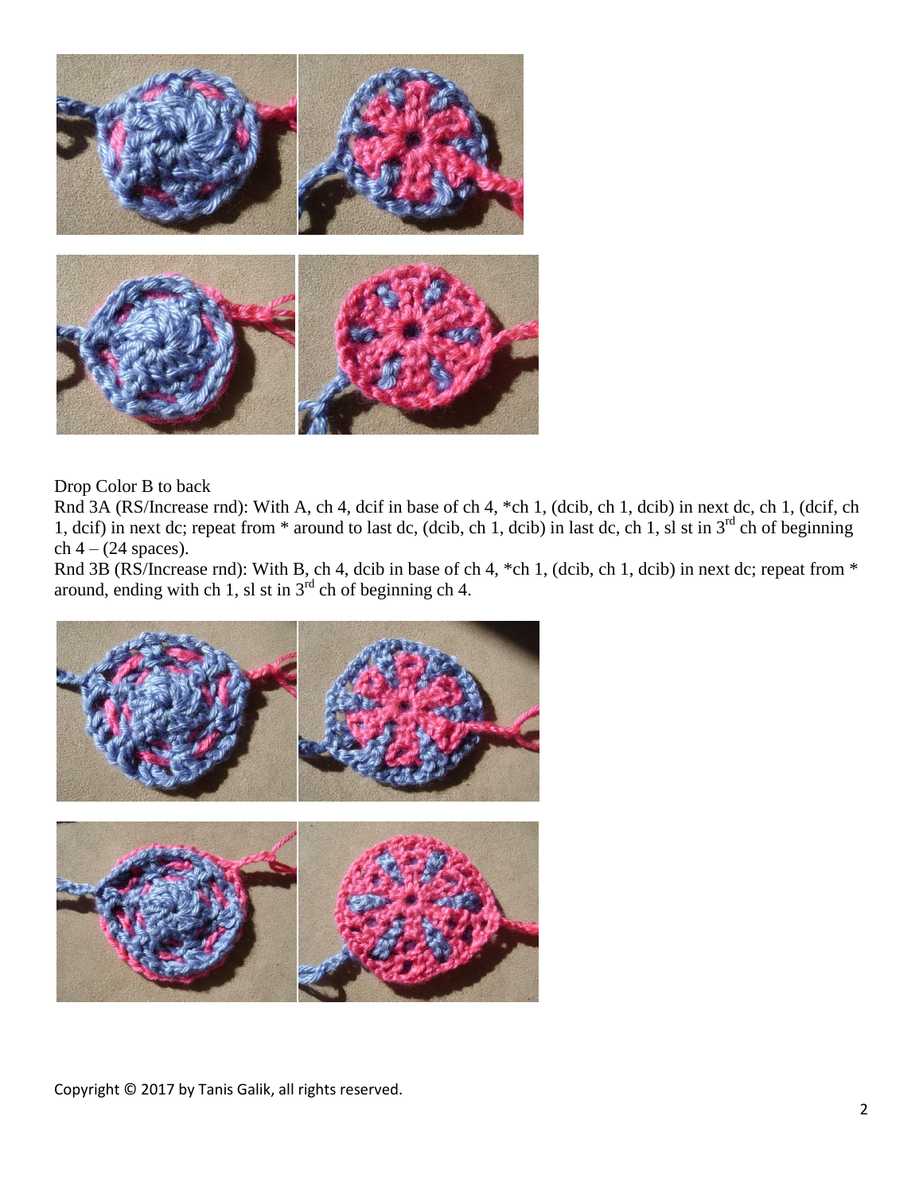Drop Color B to back

Rnd 3A (RS/Increase rnd): With A, ch 4, dcif in base of ch 4, *ch 1, (dcib, ch 1, dcib) in next dc, ch 1, (dcif, ch 1, dcif) in next dc; repeat from * around to last dc, (dcib, ch 1, dcib) in last dc, ch 1, sl st in 3rd ch of beginning ch 4 – (24 spaces).

Rnd 3B (RS/Increase rnd): With B, ch 4, dcib in base of ch 4, *ch 1, (dcib, ch 1, dcib) in next dc; repeat from * around, ending with ch 1, sl st in 3rd ch of beginning ch 4.

Copyright © 2017 by Tanis Galik, all rights reserved.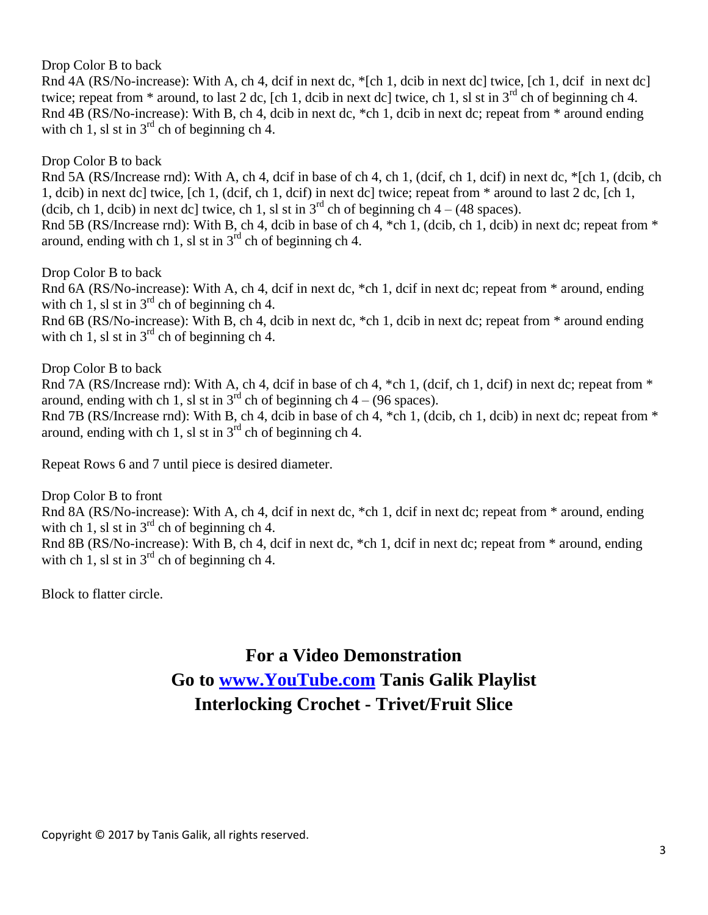Drop Color B to back

Rnd 4A (RS/No-increase): With A, ch 4, dcif in next dc, *[ch 1, dcib in next dc] twice, [ch 1, dcif in next dc] twice; repeat from * around, to last 2 dc, [ch 1, dcib in next dc] twice, ch 1, sl st in 3rd ch of beginning ch 4.
Rnd 4B (RS/No-increase): With B, ch 4, dcib in next dc, *ch 1, dcib in next dc; repeat from * around ending with ch 1, sl st in 3rd ch of beginning ch 4.

Drop Color B to back

Rnd 5A (RS/Increase rnd): With A, ch 4, dcif in base of ch 4, ch 1, (dcif, ch 1, dcif) in next dc, *[ch 1, (dcib, ch 1, dcib) in next dc] twice, [ch 1, (dcif, ch 1, dcif) in next dc] twice; repeat from * around to last 2 dc, [ch 1, (dcib, ch 1, dcib) in next dc] twice, ch 1, sl st in 3rd ch of beginning ch 4 – (48 spaces).
Rnd 5B (RS/Increase rnd): With B, ch 4, dcib in base of ch 4, *ch 1, (dcib, ch 1, dcib) in next dc; repeat from * around, ending with ch 1, sl st in 3rd ch of beginning ch 4.

Drop Color B to back

Rnd 6A (RS/No-increase): With A, ch 4, dcif in next dc, *ch 1, dcif in next dc; repeat from * around, ending with ch 1, sl st in 3rd ch of beginning ch 4.
Rnd 6B (RS/No-increase): With B, ch 4, dcib in next dc, *ch 1, dcib in next dc; repeat from * around ending with ch 1, sl st in 3rd ch of beginning ch 4.

Drop Color B to back

Rnd 7A (RS/Increase rnd): With A, ch 4, dcif in base of ch 4, *ch 1, (dcif, ch 1, dcif) in next dc; repeat from * around, ending with ch 1, sl st in 3rd ch of beginning ch 4 – (96 spaces).
Rnd 7B (RS/Increase rnd): With B, ch 4, dcib in base of ch 4, *ch 1, (dcib, ch 1, dcib) in next dc; repeat from * around, ending with ch 1, sl st in 3rd ch of beginning ch 4.

Repeat Rows 6 and 7 until piece is desired diameter.

Drop Color B to front

Rnd 8A (RS/No-increase): With A, ch 4, dcif in next dc, *ch 1, dcif in next dc; repeat from * around, ending with ch 1, sl st in 3rd ch of beginning ch 4.
Rnd 8B (RS/No-increase): With B, ch 4, dcif in next dc, *ch 1, dcif in next dc; repeat from * around, ending with ch 1, sl st in 3rd ch of beginning ch 4.

Block to flatter circle.

**For a Video Demonstration**
**Go to www.YouTube.com Tanis Galik Playlist**
**Interlocking Crochet - Trivet/Fruit Slice**

Copyright © 2017 by Tanis Galik, all rights reserved.